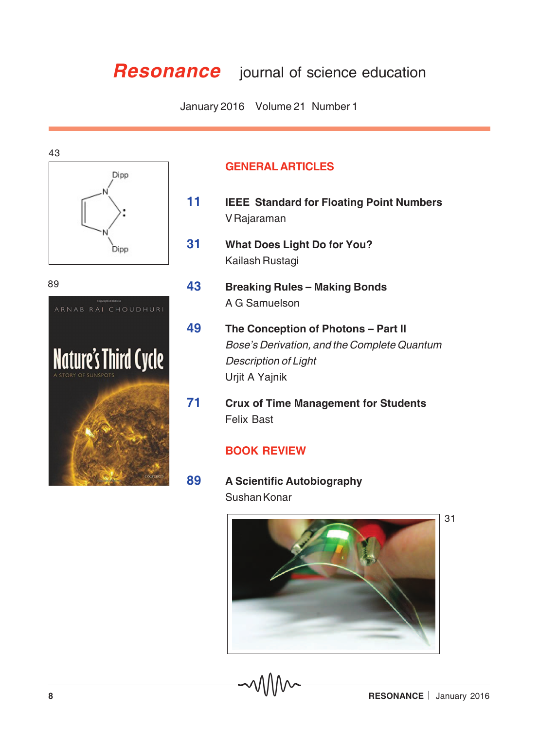# *Resonance* journal of science education

January 2016 Volume 21 Number 1

## GENERAL ARTICLES

**11** **IEEE Standard for Floating Point Numbers**
V Rajaraman

**31** **What Does Light Do for You?**
Kailash Rustagi

**43** **Breaking Rules – Making Bonds**
A G Samuelson

**49** **The Conception of Photons – Part II**
*Bose's Derivation, and the Complete Quantum Description of Light*
Urjit A Yajnik

**71** **Crux of Time Management for Students**
Felix Bast

## BOOK REVIEW

**89** **A Scientific Autobiography**
Sushan Konar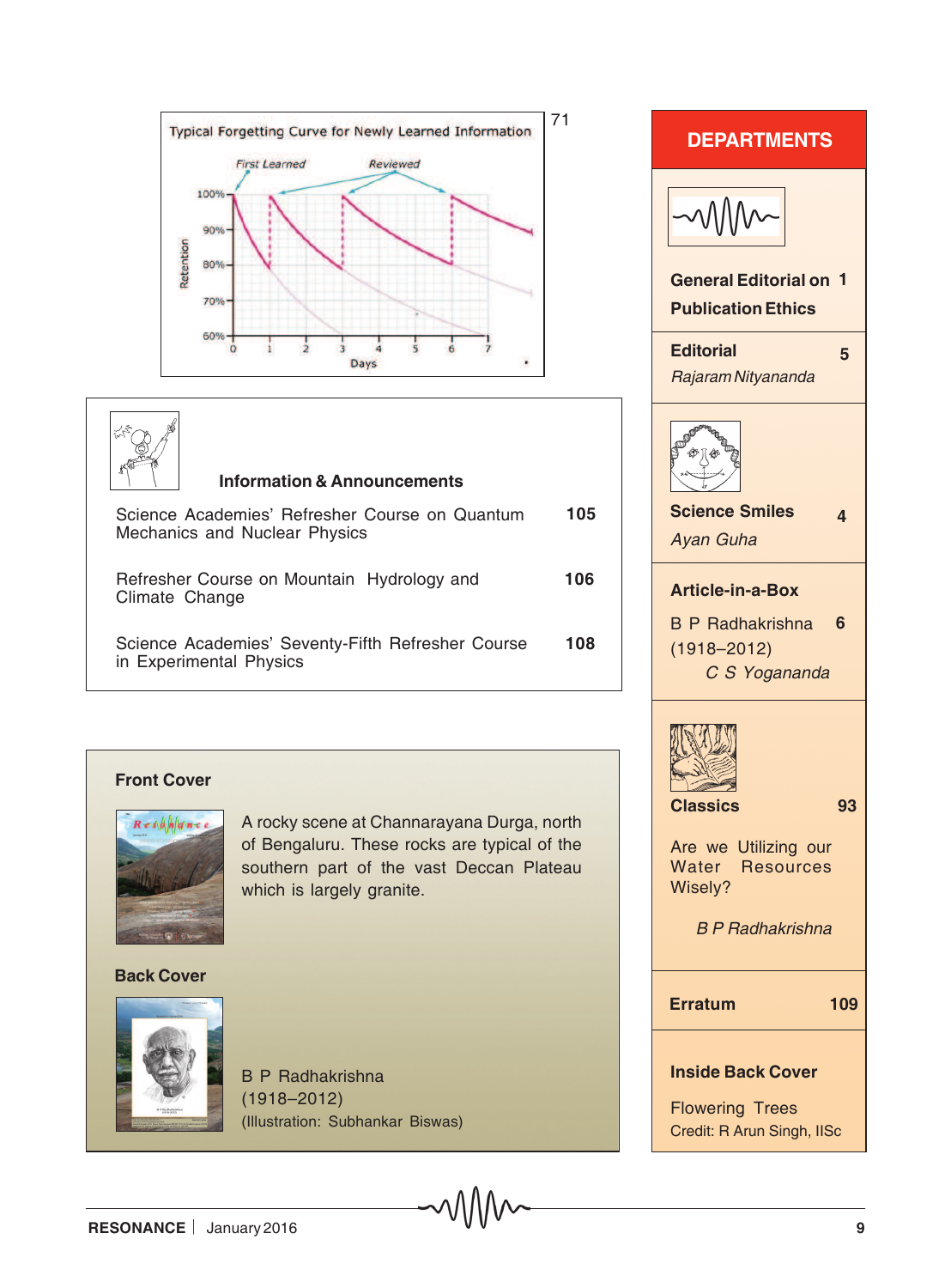Typical Forgetting Curve for Newly Learned Information

First Learned

Reviewed

100%

90%

80%

70%

60%

Retention

0 1 2 3 4 5 6 7

Days

71

## Information & Announcements

| | |
|---|---|
| Science Academies' Refresher Course on Quantum Mechanics and Nuclear Physics | 105 |
| Refresher Course on Mountain Hydrology and Climate Change | 106 |
| Science Academies' Seventy-Fifth Refresher Course in Experimental Physics | 108 |

### Front Cover

A rocky scene at Channarayana Durga, north of Bengaluru. These rocks are typical of the southern part of the vast Deccan Plateau which is largely granite.

### Back Cover

B P Radhakrishna (1918–2012)
(Illustration: Subhankar Biswas)

## DEPARTMENTS

**General Editorial on Publication Ethics** 1

**Editorial** 5
*Rajaram Nityananda*

**Science Smiles** 4
*Ayan Guha*

**Article-in-a-Box**

B P Radhakrishna (1918–2012) 6
*C S Yogananda*

**Classics** 93

Are we Utilizing our Water Resources Wisely?

*B P Radhakrishna*

**Erratum** 109

**Inside Back Cover**

Flowering Trees
Credit: R Arun Singh, IISc